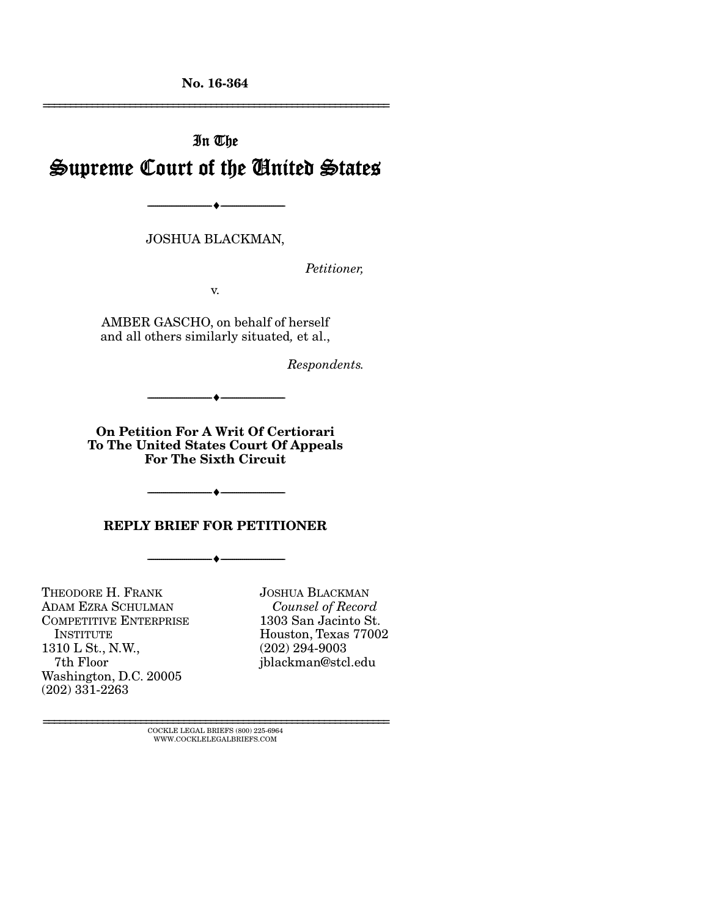No. 16-364

---

In The

# Supreme Court of the United States

---

JOSHUA BLACKMAN,

*Petitioner,*

v.

AMBER GASCHO, on behalf of herself and all others similarly situated, et al.,

*Respondents.*

---

**On Petition For A Writ Of Certiorari To The United States Court Of Appeals For The Sixth Circuit**

---

## REPLY BRIEF FOR PETITIONER

---

THEODORE H. FRANK
ADAM EZRA SCHULMAN
COMPETITIVE ENTERPRISE INSTITUTE
1310 L St., N.W., 7th Floor
Washington, D.C. 20005
(202) 331-2263

JOSHUA BLACKMAN
*Counsel of Record*
1303 San Jacinto St.
Houston, Texas 77002
(202) 294-9003
jblackman@stcl.edu

---

COCKLE LEGAL BRIEFS (800) 225-6964
WWW.COCKLELEGALBRIEFS.COM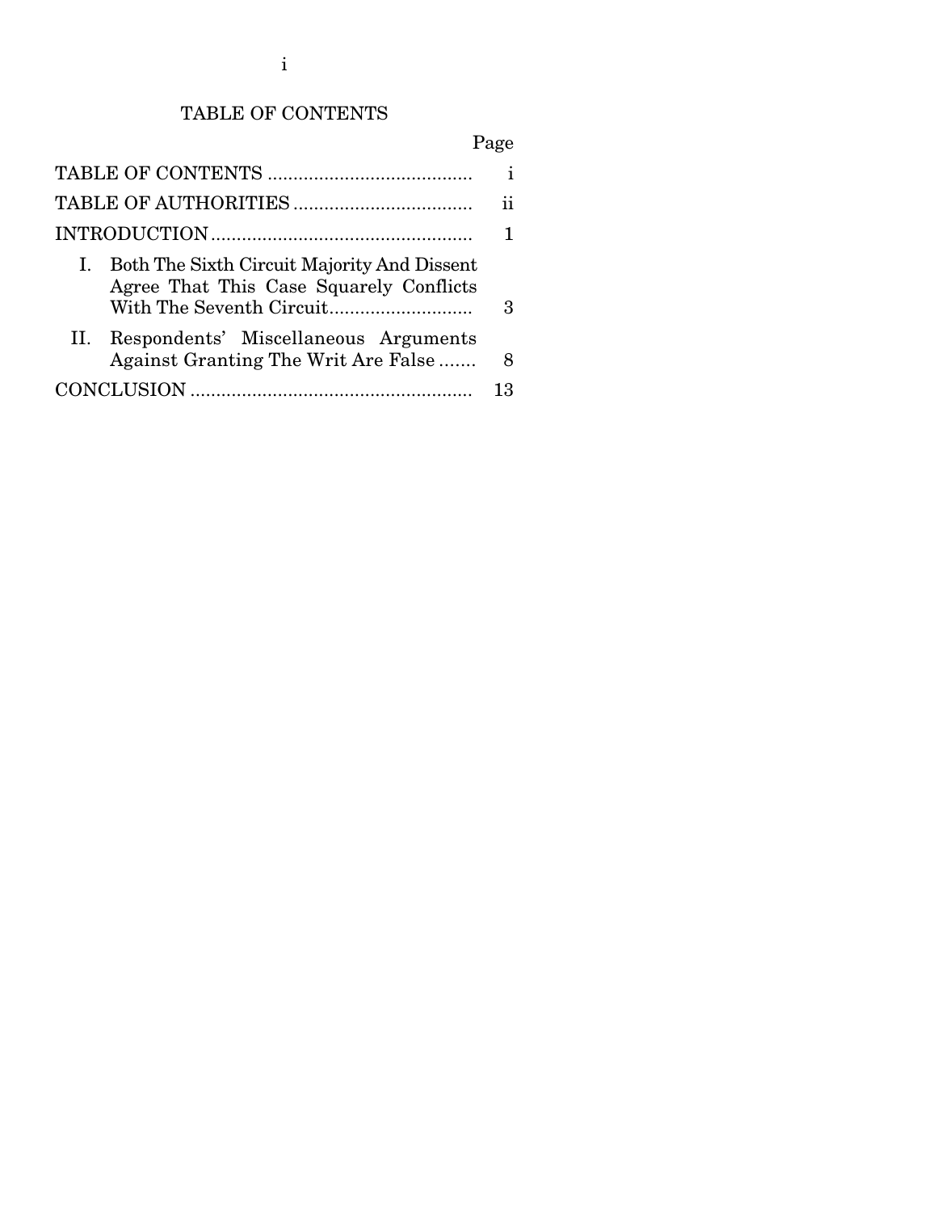# TABLE OF CONTENTS

| | Page |
|---|---|
| TABLE OF CONTENTS | i |
| TABLE OF AUTHORITIES | ii |
| INTRODUCTION | 1 |
| I. Both The Sixth Circuit Majority And Dissent Agree That This Case Squarely Conflicts With The Seventh Circuit | 3 |
| II. Respondents' Miscellaneous Arguments Against Granting The Writ Are False | 8 |
| CONCLUSION | 13 |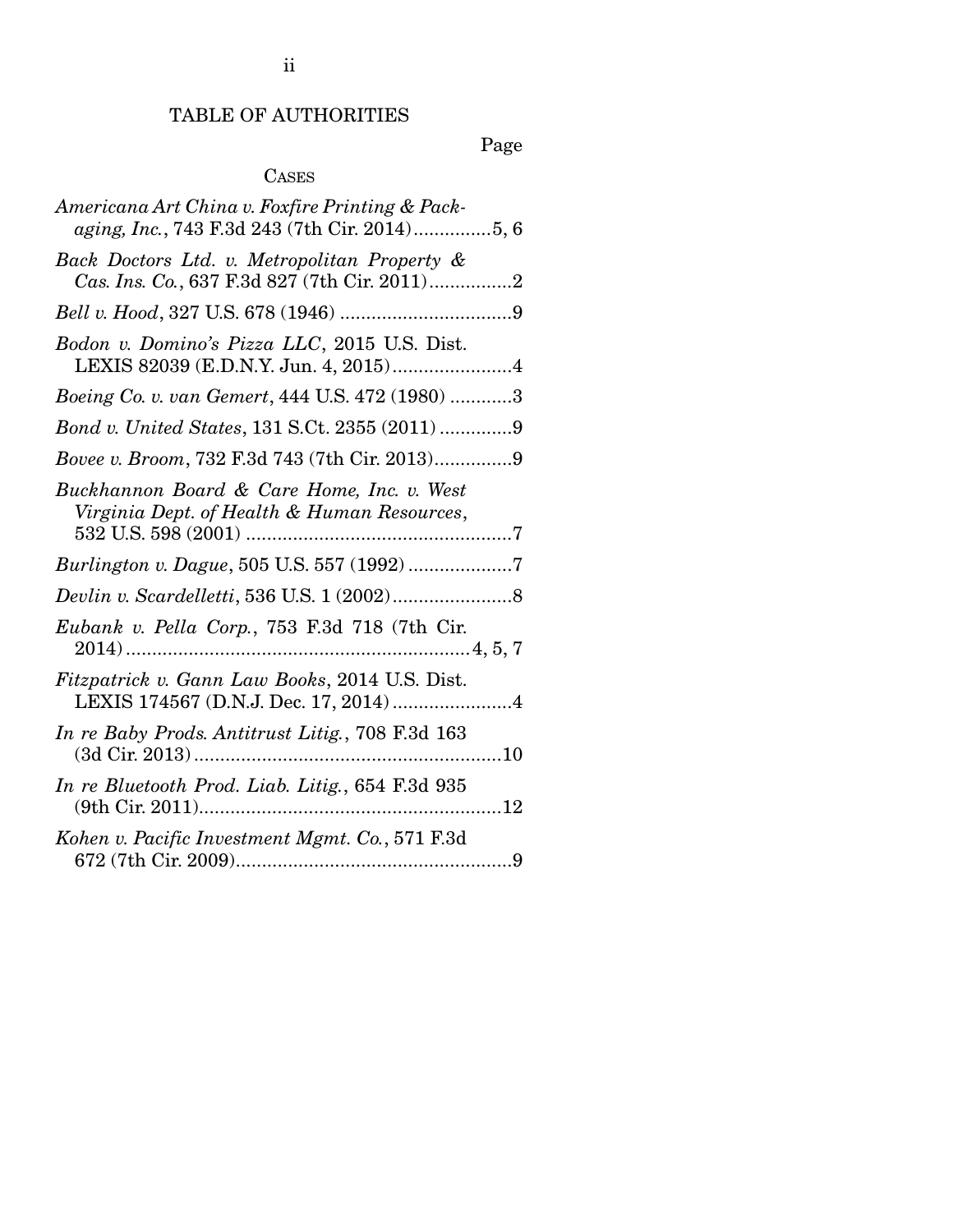## TABLE OF AUTHORITIES

Page

### CASES

*Americana Art China v. Foxfire Printing & Packaging, Inc.*, 743 F.3d 243 (7th Cir. 2014)...............5, 6

*Back Doctors Ltd. v. Metropolitan Property & Cas. Ins. Co.*, 637 F.3d 827 (7th Cir. 2011)................2

*Bell v. Hood*, 327 U.S. 678 (1946) .................................9

*Bodon v. Domino's Pizza LLC*, 2015 U.S. Dist. LEXIS 82039 (E.D.N.Y. Jun. 4, 2015).......................4

*Boeing Co. v. van Gemert*, 444 U.S. 472 (1980) ............3

*Bond v. United States*, 131 S.Ct. 2355 (2011) ..............9

*Bovee v. Broom*, 732 F.3d 743 (7th Cir. 2013)...............9

*Buckhannon Board & Care Home, Inc. v. West Virginia Dept. of Health & Human Resources*, 532 U.S. 598 (2001) ...................................................7

*Burlington v. Dague*, 505 U.S. 557 (1992) ....................7

*Devlin v. Scardelletti*, 536 U.S. 1 (2002).......................8

*Eubank v. Pella Corp.*, 753 F.3d 718 (7th Cir. 2014).................................................................4, 5, 7

*Fitzpatrick v. Gann Law Books*, 2014 U.S. Dist. LEXIS 174567 (D.N.J. Dec. 17, 2014).......................4

*In re Baby Prods. Antitrust Litig.*, 708 F.3d 163 (3d Cir. 2013)...........................................................10

*In re Bluetooth Prod. Liab. Litig.*, 654 F.3d 935 (9th Cir. 2011)..........................................................12

*Kohen v. Pacific Investment Mgmt. Co.*, 571 F.3d 672 (7th Cir. 2009).....................................................9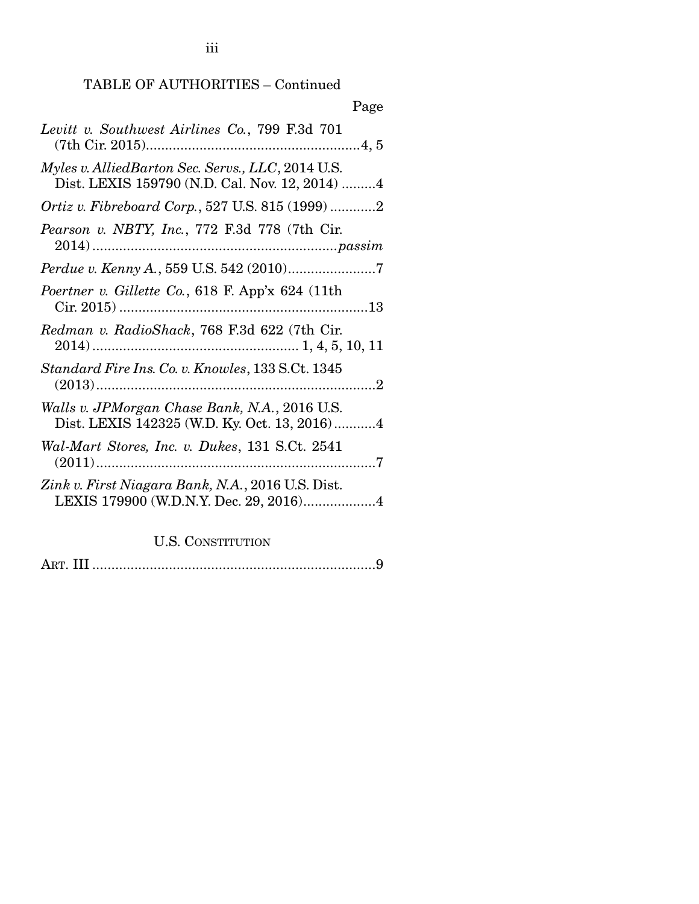TABLE OF AUTHORITIES – Continued

Page

*Levitt v. Southwest Airlines Co.*, 799 F.3d 701 (7th Cir. 2015)........................................................4, 5

*Myles v. AlliedBarton Sec. Servs., LLC*, 2014 U.S. Dist. LEXIS 159790 (N.D. Cal. Nov. 12, 2014) .........4

*Ortiz v. Fibreboard Corp.*, 527 U.S. 815 (1999) ............2

*Pearson v. NBTY, Inc.*, 772 F.3d 778 (7th Cir. 2014) ................................................................*passim*

*Perdue v. Kenny A.*, 559 U.S. 542 (2010).......................7

*Poertner v. Gillette Co.*, 618 F. App'x 624 (11th Cir. 2015) .................................................................13

*Redman v. RadioShack*, 768 F.3d 622 (7th Cir. 2014) ..................................................... 1, 4, 5, 10, 11

*Standard Fire Ins. Co. v. Knowles*, 133 S.Ct. 1345 (2013)..........................................................................2

*Walls v. JPMorgan Chase Bank, N.A.*, 2016 U.S. Dist. LEXIS 142325 (W.D. Ky. Oct. 13, 2016)...........4

*Wal-Mart Stores, Inc. v. Dukes*, 131 S.Ct. 2541 (2011).........................................................................7

*Zink v. First Niagara Bank, N.A.*, 2016 U.S. Dist. LEXIS 179900 (W.D.N.Y. Dec. 29, 2016)...................4

U.S. CONSTITUTION

ART. III ..........................................................................9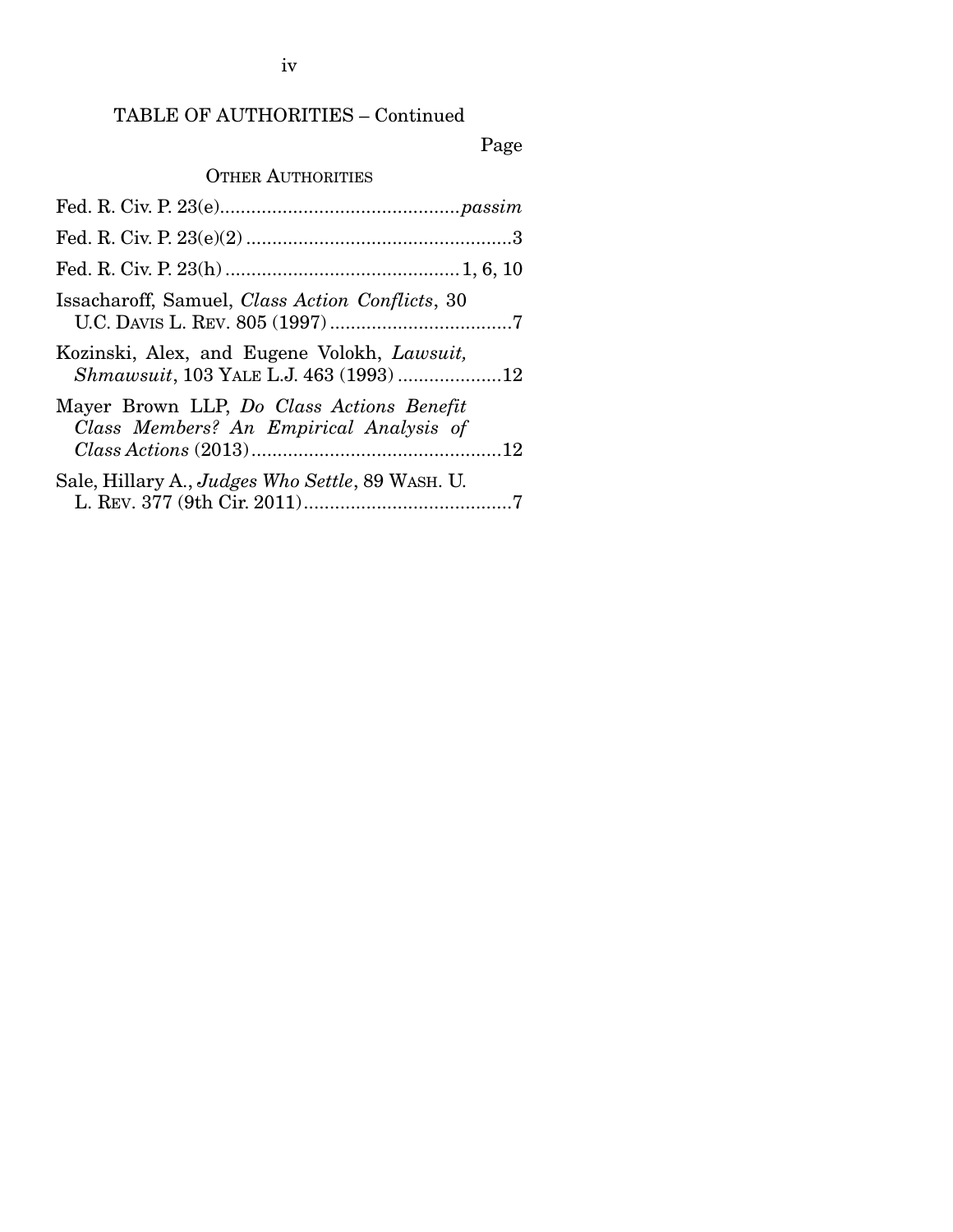## TABLE OF AUTHORITIES – Continued

Page

### OTHER AUTHORITIES

Fed. R. Civ. P. 23(e).............................................*passim*

Fed. R. Civ. P. 23(e)(2)...................................................3

Fed. R. Civ. P. 23(h)............................................1, 6, 10

Issacharoff, Samuel, *Class Action Conflicts*, 30 U.C. DAVIS L. REV. 805 (1997)...................................7

Kozinski, Alex, and Eugene Volokh, *Lawsuit, Shmawsuit*, 103 YALE L.J. 463 (1993)....................12

Mayer Brown LLP, *Do Class Actions Benefit Class Members? An Empirical Analysis of Class Actions* (2013)................................................12

Sale, Hillary A., *Judges Who Settle*, 89 WASH. U. L. REV. 377 (9th Cir. 2011)........................................7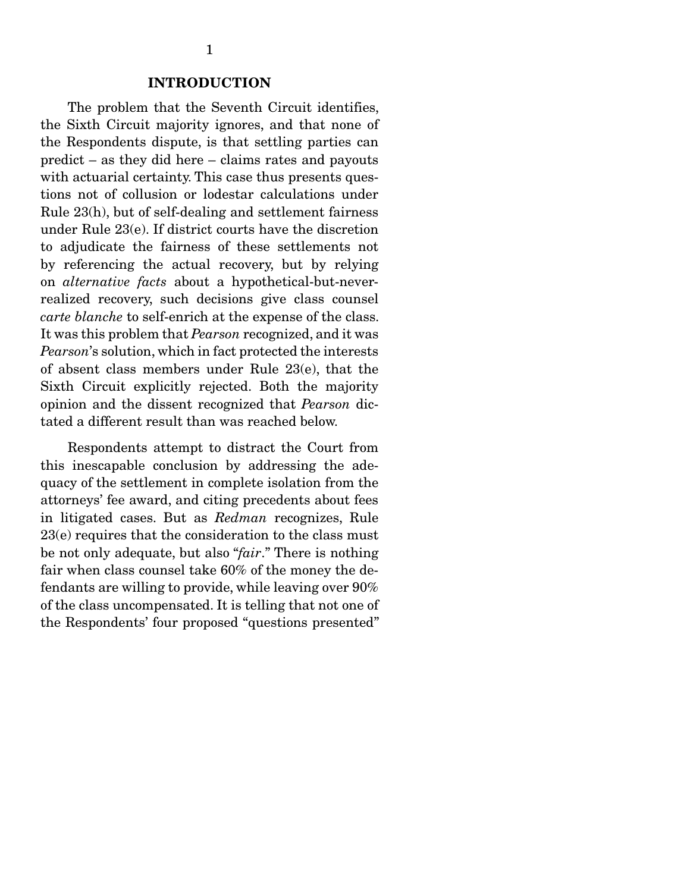## INTRODUCTION

The problem that the Seventh Circuit identifies, the Sixth Circuit majority ignores, and that none of the Respondents dispute, is that settling parties can predict – as they did here – claims rates and payouts with actuarial certainty. This case thus presents questions not of collusion or lodestar calculations under Rule 23(h), but of self-dealing and settlement fairness under Rule 23(e). If district courts have the discretion to adjudicate the fairness of these settlements not by referencing the actual recovery, but by relying on *alternative facts* about a hypothetical-but-never-realized recovery, such decisions give class counsel *carte blanche* to self-enrich at the expense of the class. It was this problem that *Pearson* recognized, and it was *Pearson*'s solution, which in fact protected the interests of absent class members under Rule 23(e), that the Sixth Circuit explicitly rejected. Both the majority opinion and the dissent recognized that *Pearson* dictated a different result than was reached below.

Respondents attempt to distract the Court from this inescapable conclusion by addressing the adequacy of the settlement in complete isolation from the attorneys' fee award, and citing precedents about fees in litigated cases. But as *Redman* recognizes, Rule 23(e) requires that the consideration to the class must be not only adequate, but also "*fair*." There is nothing fair when class counsel take 60% of the money the defendants are willing to provide, while leaving over 90% of the class uncompensated. It is telling that not one of the Respondents' four proposed "questions presented"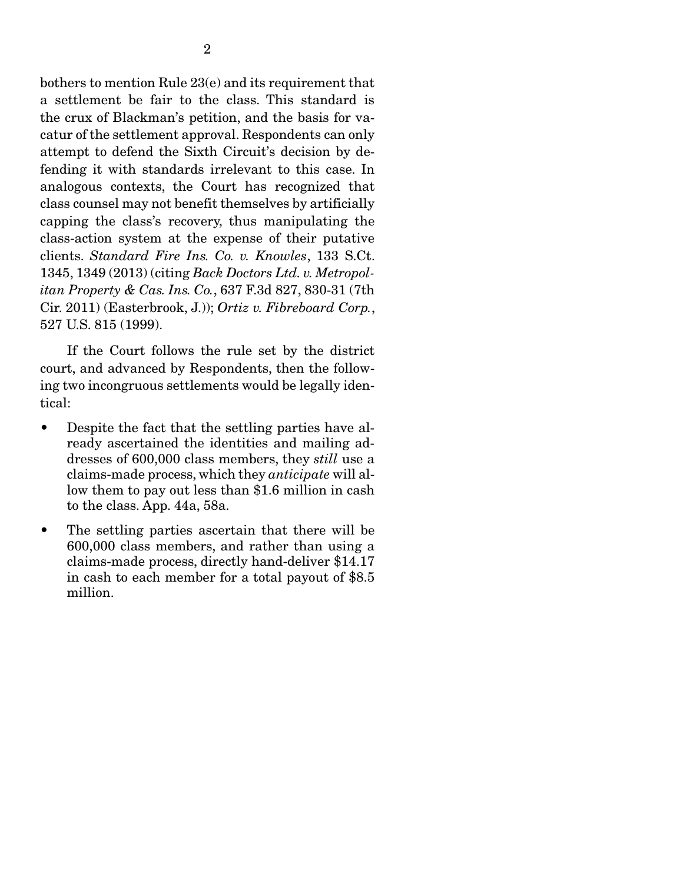bothers to mention Rule 23(e) and its requirement that a settlement be fair to the class. This standard is the crux of Blackman's petition, and the basis for vacatur of the settlement approval. Respondents can only attempt to defend the Sixth Circuit's decision by defending it with standards irrelevant to this case. In analogous contexts, the Court has recognized that class counsel may not benefit themselves by artificially capping the class's recovery, thus manipulating the class-action system at the expense of their putative clients. *Standard Fire Ins. Co. v. Knowles*, 133 S.Ct. 1345, 1349 (2013) (citing *Back Doctors Ltd. v. Metropolitan Property & Cas. Ins. Co.*, 637 F.3d 827, 830-31 (7th Cir. 2011) (Easterbrook, J.)); *Ortiz v. Fibreboard Corp.*, 527 U.S. 815 (1999).

If the Court follows the rule set by the district court, and advanced by Respondents, then the following two incongruous settlements would be legally identical:

- Despite the fact that the settling parties have already ascertained the identities and mailing addresses of 600,000 class members, they *still* use a claims-made process, which they *anticipate* will allow them to pay out less than $1.6 million in cash to the class. App. 44a, 58a.
- The settling parties ascertain that there will be 600,000 class members, and rather than using a claims-made process, directly hand-deliver $14.17 in cash to each member for a total payout of $8.5 million.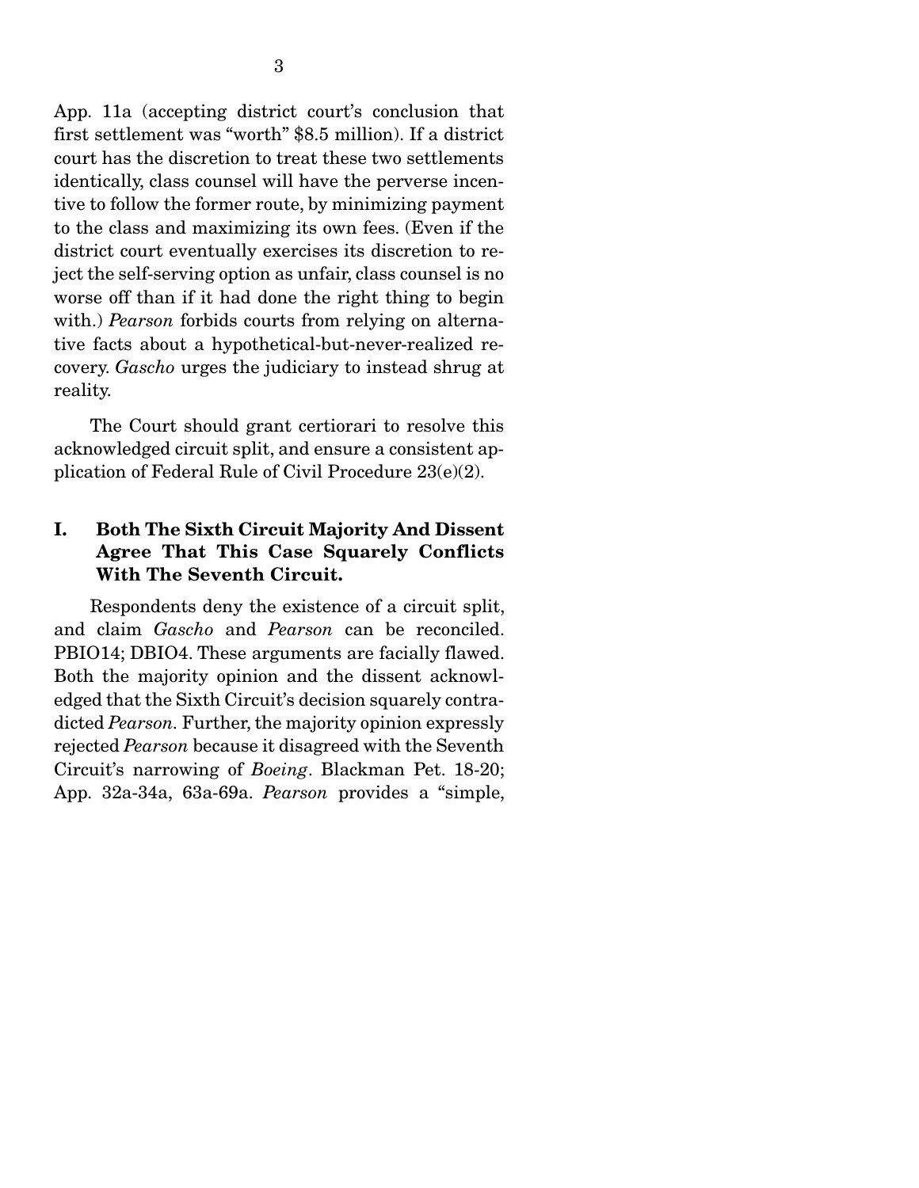App. 11a (accepting district court's conclusion that first settlement was "worth" \$8.5 million). If a district court has the discretion to treat these two settlements identically, class counsel will have the perverse incentive to follow the former route, by minimizing payment to the class and maximizing its own fees. (Even if the district court eventually exercises its discretion to reject the self-serving option as unfair, class counsel is no worse off than if it had done the right thing to begin with.) *Pearson* forbids courts from relying on alternative facts about a hypothetical-but-never-realized recovery. *Gascho* urges the judiciary to instead shrug at reality.

The Court should grant certiorari to resolve this acknowledged circuit split, and ensure a consistent application of Federal Rule of Civil Procedure 23(e)(2).

## I. Both The Sixth Circuit Majority And Dissent Agree That This Case Squarely Conflicts With The Seventh Circuit.

Respondents deny the existence of a circuit split, and claim *Gascho* and *Pearson* can be reconciled. PBIO14; DBIO4. These arguments are facially flawed. Both the majority opinion and the dissent acknowledged that the Sixth Circuit's decision squarely contradicted *Pearson*. Further, the majority opinion expressly rejected *Pearson* because it disagreed with the Seventh Circuit's narrowing of *Boeing*. Blackman Pet. 18-20; App. 32a-34a, 63a-69a. *Pearson* provides a "simple,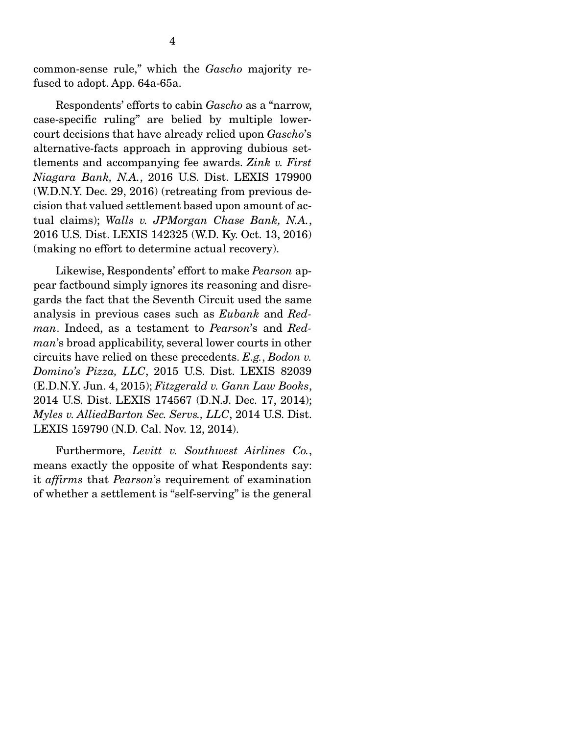common-sense rule," which the *Gascho* majority refused to adopt. App. 64a-65a.

Respondents' efforts to cabin *Gascho* as a "narrow, case-specific ruling" are belied by multiple lower-court decisions that have already relied upon *Gascho*'s alternative-facts approach in approving dubious settlements and accompanying fee awards. *Zink v. First Niagara Bank, N.A.*, 2016 U.S. Dist. LEXIS 179900 (W.D.N.Y. Dec. 29, 2016) (retreating from previous decision that valued settlement based upon amount of actual claims); *Walls v. JPMorgan Chase Bank, N.A.*, 2016 U.S. Dist. LEXIS 142325 (W.D. Ky. Oct. 13, 2016) (making no effort to determine actual recovery).

Likewise, Respondents' effort to make *Pearson* appear factbound simply ignores its reasoning and disregards the fact that the Seventh Circuit used the same analysis in previous cases such as *Eubank* and *Redman*. Indeed, as a testament to *Pearson*'s and *Redman*'s broad applicability, several lower courts in other circuits have relied on these precedents. *E.g.*, *Bodon v. Domino's Pizza, LLC*, 2015 U.S. Dist. LEXIS 82039 (E.D.N.Y. Jun. 4, 2015); *Fitzgerald v. Gann Law Books*, 2014 U.S. Dist. LEXIS 174567 (D.N.J. Dec. 17, 2014); *Myles v. AlliedBarton Sec. Servs., LLC*, 2014 U.S. Dist. LEXIS 159790 (N.D. Cal. Nov. 12, 2014).

Furthermore, *Levitt v. Southwest Airlines Co.*, means exactly the opposite of what Respondents say: it *affirms* that *Pearson*'s requirement of examination of whether a settlement is "self-serving" is the general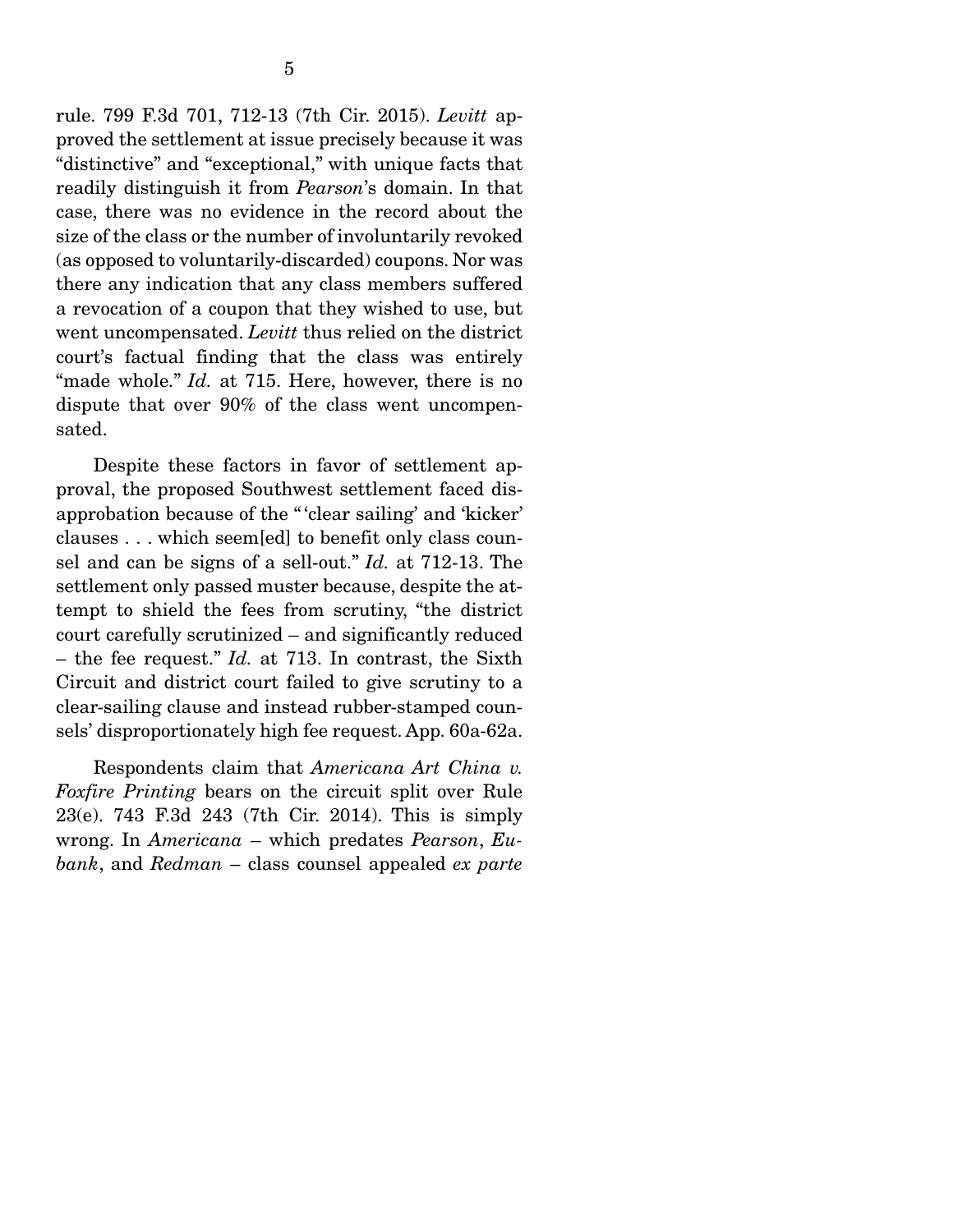rule. 799 F.3d 701, 712-13 (7th Cir. 2015). *Levitt* approved the settlement at issue precisely because it was "distinctive" and "exceptional," with unique facts that readily distinguish it from *Pearson*'s domain. In that case, there was no evidence in the record about the size of the class or the number of involuntarily revoked (as opposed to voluntarily-discarded) coupons. Nor was there any indication that any class members suffered a revocation of a coupon that they wished to use, but went uncompensated. *Levitt* thus relied on the district court's factual finding that the class was entirely "made whole." *Id.* at 715. Here, however, there is no dispute that over 90% of the class went uncompensated.

Despite these factors in favor of settlement approval, the proposed Southwest settlement faced disapprobation because of the "'clear sailing' and 'kicker' clauses . . . which seem[ed] to benefit only class counsel and can be signs of a sell-out." *Id.* at 712-13. The settlement only passed muster because, despite the attempt to shield the fees from scrutiny, "the district court carefully scrutinized – and significantly reduced – the fee request." *Id.* at 713. In contrast, the Sixth Circuit and district court failed to give scrutiny to a clear-sailing clause and instead rubber-stamped counsels' disproportionately high fee request. App. 60a-62a.

Respondents claim that *Americana Art China v. Foxfire Printing* bears on the circuit split over Rule 23(e). 743 F.3d 243 (7th Cir. 2014). This is simply wrong. In *Americana* – which predates *Pearson*, *Eubank*, and *Redman* – class counsel appealed *ex parte*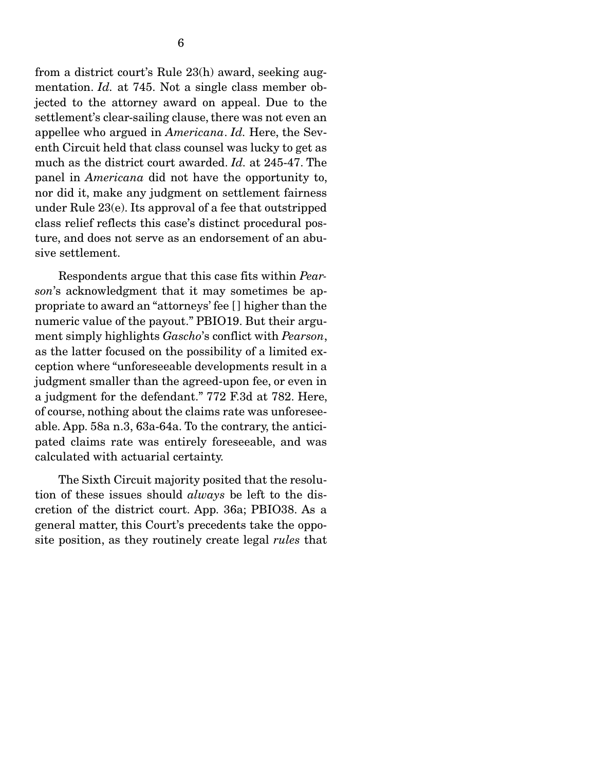from a district court's Rule 23(h) award, seeking augmentation. *Id.* at 745. Not a single class member objected to the attorney award on appeal. Due to the settlement's clear-sailing clause, there was not even an appellee who argued in *Americana*. *Id.* Here, the Seventh Circuit held that class counsel was lucky to get as much as the district court awarded. *Id.* at 245-47. The panel in *Americana* did not have the opportunity to, nor did it, make any judgment on settlement fairness under Rule 23(e). Its approval of a fee that outstripped class relief reflects this case's distinct procedural posture, and does not serve as an endorsement of an abusive settlement.

Respondents argue that this case fits within *Pearson*'s acknowledgment that it may sometimes be appropriate to award an "attorneys' fee [] higher than the numeric value of the payout." PBIO19. But their argument simply highlights *Gascho*'s conflict with *Pearson*, as the latter focused on the possibility of a limited exception where "unforeseeable developments result in a judgment smaller than the agreed-upon fee, or even in a judgment for the defendant." 772 F.3d at 782. Here, of course, nothing about the claims rate was unforeseeable. App. 58a n.3, 63a-64a. To the contrary, the anticipated claims rate was entirely foreseeable, and was calculated with actuarial certainty.

The Sixth Circuit majority posited that the resolution of these issues should *always* be left to the discretion of the district court. App. 36a; PBIO38. As a general matter, this Court's precedents take the opposite position, as they routinely create legal *rules* that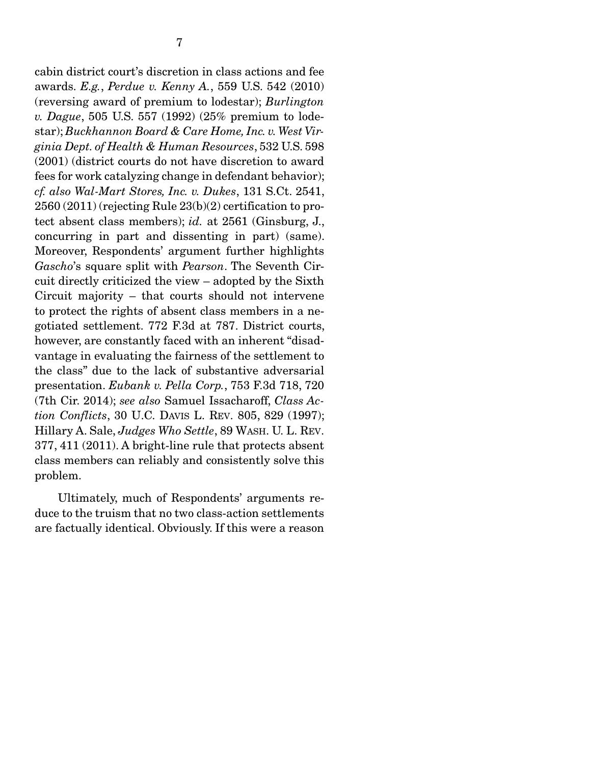cabin district court's discretion in class actions and fee awards. *E.g.*, *Perdue v. Kenny A.*, 559 U.S. 542 (2010) (reversing award of premium to lodestar); *Burlington v. Dague*, 505 U.S. 557 (1992) (25% premium to lodestar); *Buckhannon Board & Care Home, Inc. v. West Virginia Dept. of Health & Human Resources*, 532 U.S. 598 (2001) (district courts do not have discretion to award fees for work catalyzing change in defendant behavior); *cf. also Wal-Mart Stores, Inc. v. Dukes*, 131 S.Ct. 2541, 2560 (2011) (rejecting Rule 23(b)(2) certification to protect absent class members); *id.* at 2561 (Ginsburg, J., concurring in part and dissenting in part) (same). Moreover, Respondents' argument further highlights *Gascho*'s square split with *Pearson*. The Seventh Circuit directly criticized the view – adopted by the Sixth Circuit majority – that courts should not intervene to protect the rights of absent class members in a negotiated settlement. 772 F.3d at 787. District courts, however, are constantly faced with an inherent "disadvantage in evaluating the fairness of the settlement to the class" due to the lack of substantive adversarial presentation. *Eubank v. Pella Corp.*, 753 F.3d 718, 720 (7th Cir. 2014); *see also* Samuel Issacharoff, *Class Action Conflicts*, 30 U.C. DAVIS L. REV. 805, 829 (1997); Hillary A. Sale, *Judges Who Settle*, 89 WASH. U. L. REV. 377, 411 (2011). A bright-line rule that protects absent class members can reliably and consistently solve this problem.

Ultimately, much of Respondents' arguments reduce to the truism that no two class-action settlements are factually identical. Obviously. If this were a reason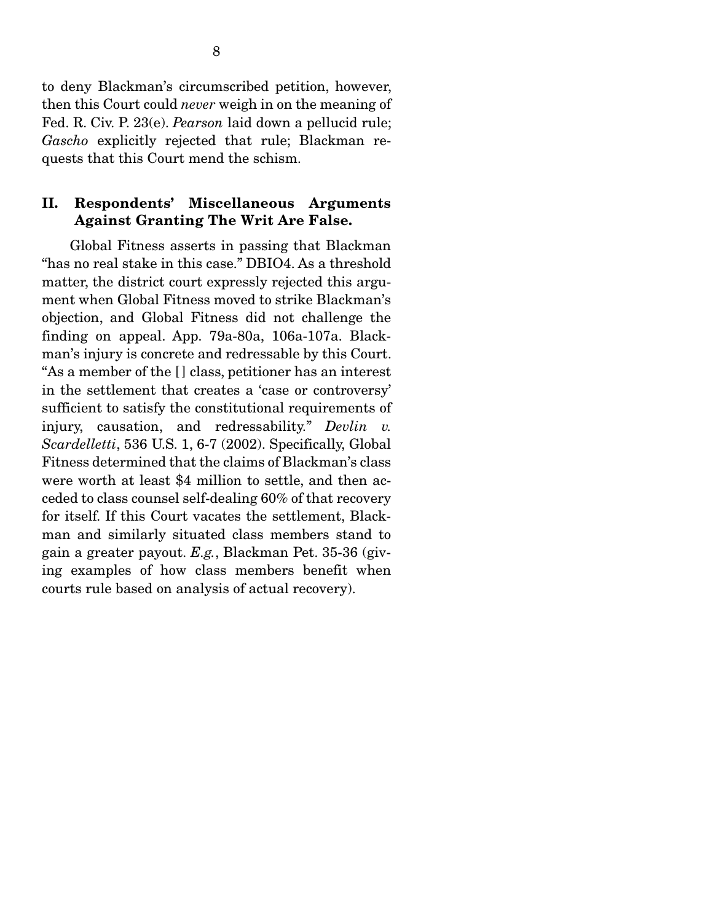to deny Blackman's circumscribed petition, however, then this Court could *never* weigh in on the meaning of Fed. R. Civ. P. 23(e). *Pearson* laid down a pellucid rule; *Gascho* explicitly rejected that rule; Blackman requests that this Court mend the schism.

## II. Respondents' Miscellaneous Arguments Against Granting The Writ Are False.

Global Fitness asserts in passing that Blackman "has no real stake in this case." DBIO4. As a threshold matter, the district court expressly rejected this argument when Global Fitness moved to strike Blackman's objection, and Global Fitness did not challenge the finding on appeal. App. 79a-80a, 106a-107a. Blackman's injury is concrete and redressable by this Court. "As a member of the [] class, petitioner has an interest in the settlement that creates a 'case or controversy' sufficient to satisfy the constitutional requirements of injury, causation, and redressability." *Devlin v. Scardelletti*, 536 U.S. 1, 6-7 (2002). Specifically, Global Fitness determined that the claims of Blackman's class were worth at least $4 million to settle, and then acceded to class counsel self-dealing 60% of that recovery for itself. If this Court vacates the settlement, Blackman and similarly situated class members stand to gain a greater payout. *E.g.*, Blackman Pet. 35-36 (giving examples of how class members benefit when courts rule based on analysis of actual recovery).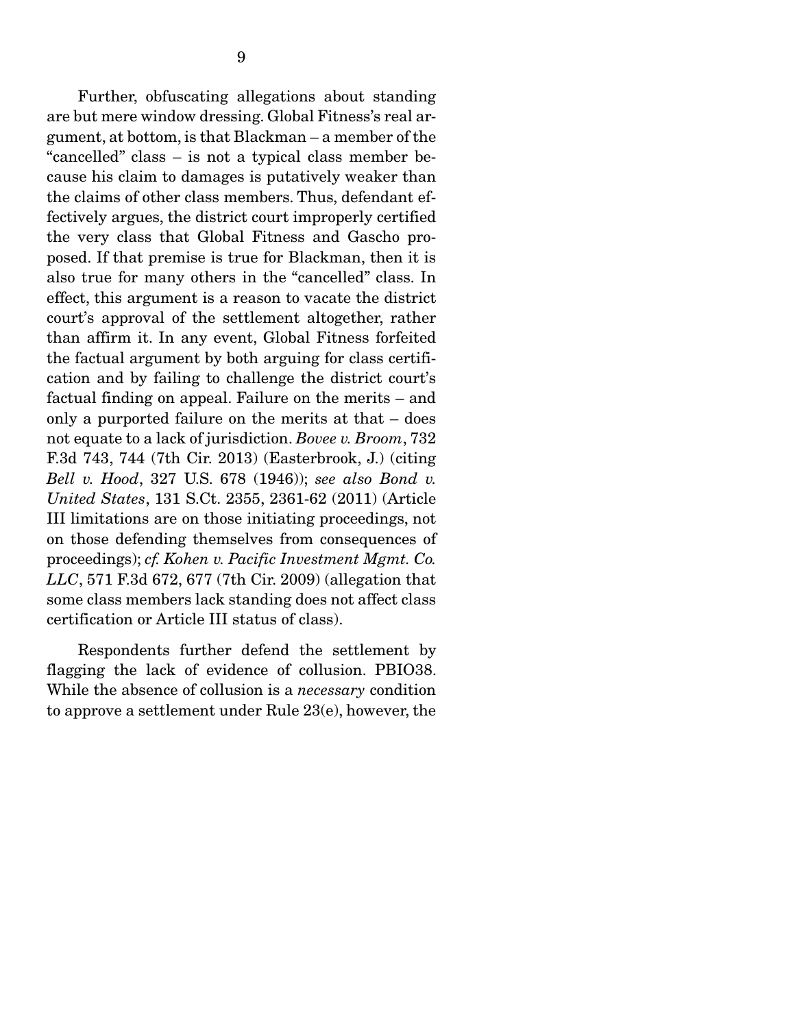Further, obfuscating allegations about standing are but mere window dressing. Global Fitness's real argument, at bottom, is that Blackman – a member of the "cancelled" class – is not a typical class member because his claim to damages is putatively weaker than the claims of other class members. Thus, defendant effectively argues, the district court improperly certified the very class that Global Fitness and Gascho proposed. If that premise is true for Blackman, then it is also true for many others in the "cancelled" class. In effect, this argument is a reason to vacate the district court's approval of the settlement altogether, rather than affirm it. In any event, Global Fitness forfeited the factual argument by both arguing for class certification and by failing to challenge the district court's factual finding on appeal. Failure on the merits – and only a purported failure on the merits at that – does not equate to a lack of jurisdiction. *Bovee v. Broom*, 732 F.3d 743, 744 (7th Cir. 2013) (Easterbrook, J.) (citing *Bell v. Hood*, 327 U.S. 678 (1946)); *see also Bond v. United States*, 131 S.Ct. 2355, 2361-62 (2011) (Article III limitations are on those initiating proceedings, not on those defending themselves from consequences of proceedings); *cf. Kohen v. Pacific Investment Mgmt. Co. LLC*, 571 F.3d 672, 677 (7th Cir. 2009) (allegation that some class members lack standing does not affect class certification or Article III status of class).

Respondents further defend the settlement by flagging the lack of evidence of collusion. PBIO38. While the absence of collusion is a *necessary* condition to approve a settlement under Rule 23(e), however, the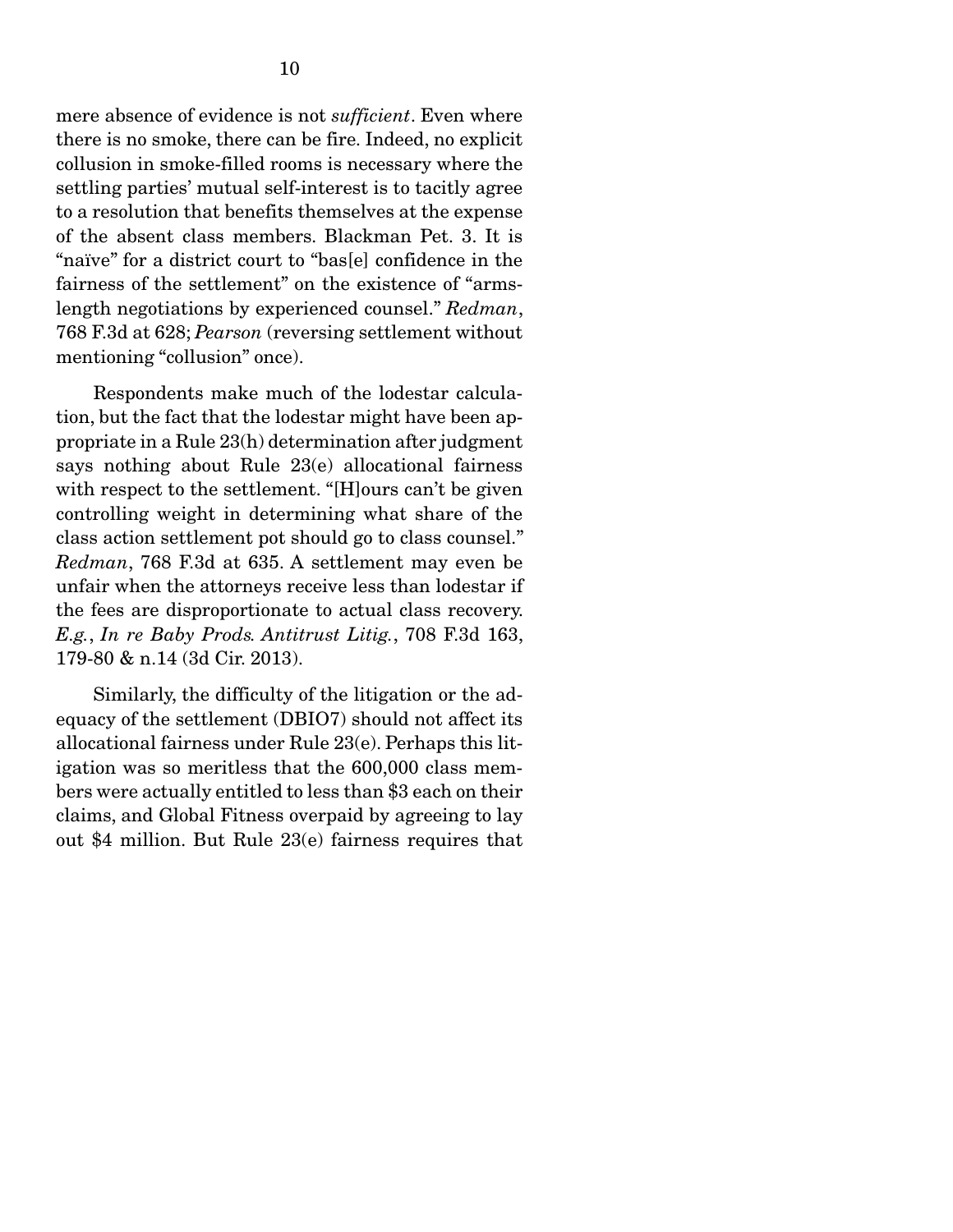mere absence of evidence is not *sufficient*. Even where there is no smoke, there can be fire. Indeed, no explicit collusion in smoke-filled rooms is necessary where the settling parties' mutual self-interest is to tacitly agree to a resolution that benefits themselves at the expense of the absent class members. Blackman Pet. 3. It is "naïve" for a district court to "bas[e] confidence in the fairness of the settlement" on the existence of "arms-length negotiations by experienced counsel." *Redman*, 768 F.3d at 628; *Pearson* (reversing settlement without mentioning "collusion" once).

Respondents make much of the lodestar calculation, but the fact that the lodestar might have been appropriate in a Rule 23(h) determination after judgment says nothing about Rule 23(e) allocational fairness with respect to the settlement. "[H]ours can't be given controlling weight in determining what share of the class action settlement pot should go to class counsel." *Redman*, 768 F.3d at 635. A settlement may even be unfair when the attorneys receive less than lodestar if the fees are disproportionate to actual class recovery. *E.g.*, *In re Baby Prods. Antitrust Litig.*, 708 F.3d 163, 179-80 & n.14 (3d Cir. 2013).

Similarly, the difficulty of the litigation or the adequacy of the settlement (DBIO7) should not affect its allocational fairness under Rule 23(e). Perhaps this litigation was so meritless that the 600,000 class members were actually entitled to less than $3 each on their claims, and Global Fitness overpaid by agreeing to lay out $4 million. But Rule 23(e) fairness requires that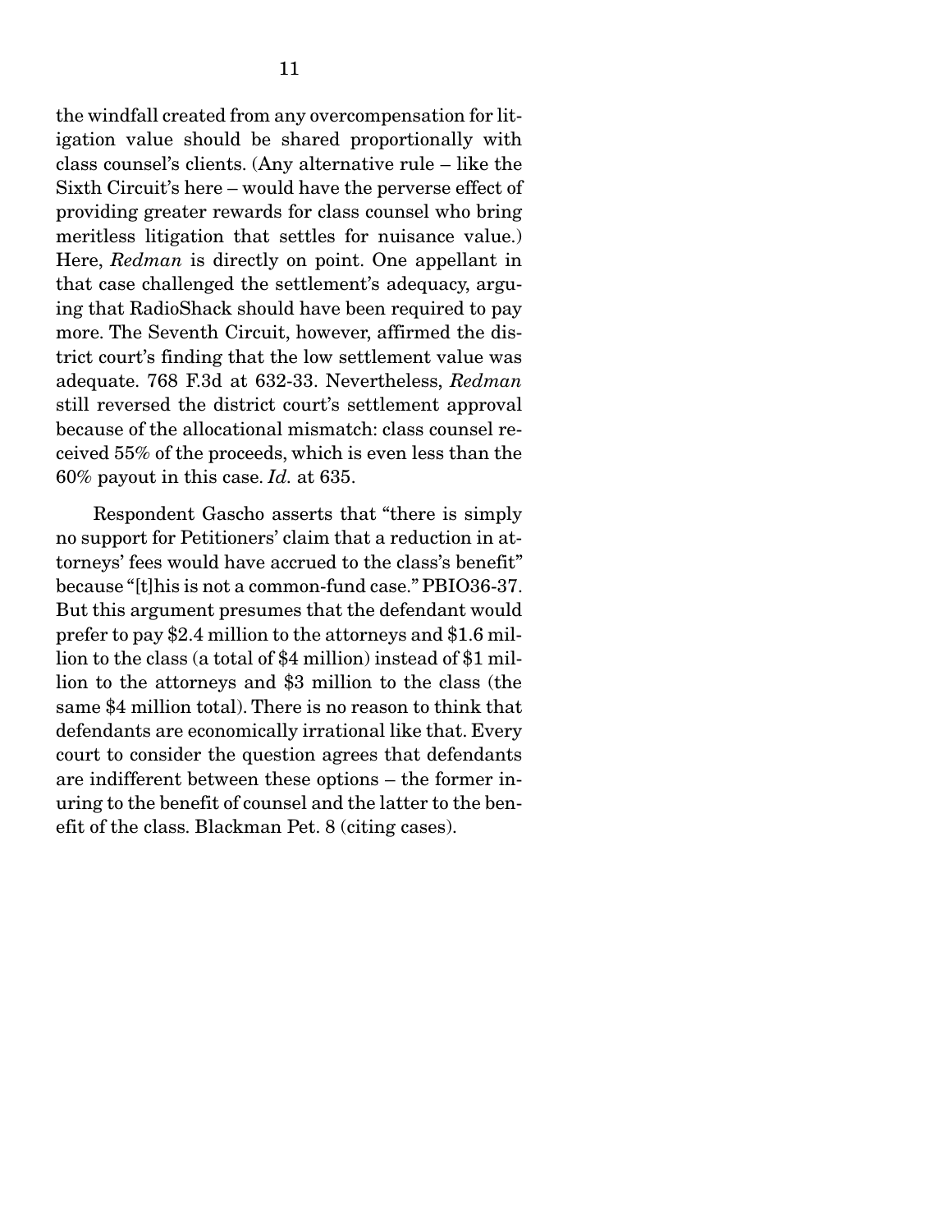the windfall created from any overcompensation for litigation value should be shared proportionally with class counsel's clients. (Any alternative rule – like the Sixth Circuit's here – would have the perverse effect of providing greater rewards for class counsel who bring meritless litigation that settles for nuisance value.) Here, *Redman* is directly on point. One appellant in that case challenged the settlement's adequacy, arguing that RadioShack should have been required to pay more. The Seventh Circuit, however, affirmed the district court's finding that the low settlement value was adequate. 768 F.3d at 632-33. Nevertheless, *Redman* still reversed the district court's settlement approval because of the allocational mismatch: class counsel received 55% of the proceeds, which is even less than the 60% payout in this case. *Id.* at 635.

Respondent Gascho asserts that "there is simply no support for Petitioners' claim that a reduction in attorneys' fees would have accrued to the class's benefit" because "[t]his is not a common-fund case." PBIO36-37. But this argument presumes that the defendant would prefer to pay $2.4 million to the attorneys and $1.6 million to the class (a total of $4 million) instead of $1 million to the attorneys and $3 million to the class (the same $4 million total). There is no reason to think that defendants are economically irrational like that. Every court to consider the question agrees that defendants are indifferent between these options – the former inuring to the benefit of counsel and the latter to the benefit of the class. Blackman Pet. 8 (citing cases).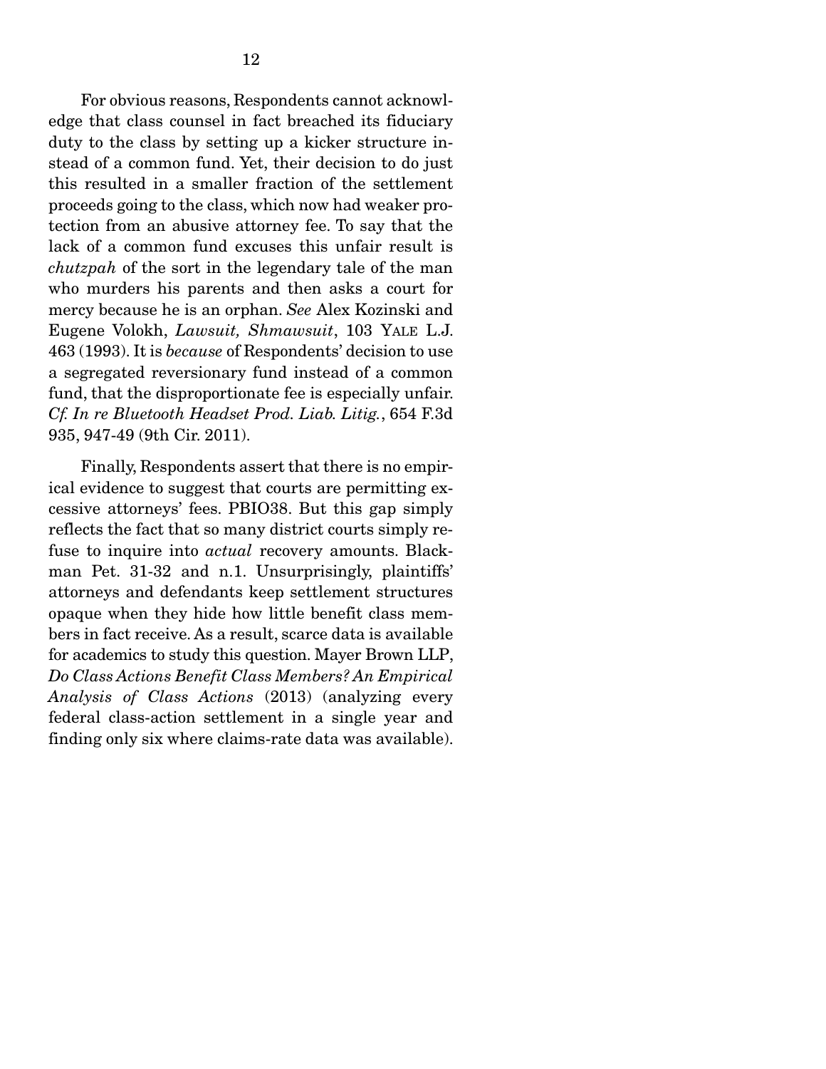For obvious reasons, Respondents cannot acknowledge that class counsel in fact breached its fiduciary duty to the class by setting up a kicker structure instead of a common fund. Yet, their decision to do just this resulted in a smaller fraction of the settlement proceeds going to the class, which now had weaker protection from an abusive attorney fee. To say that the lack of a common fund excuses this unfair result is *chutzpah* of the sort in the legendary tale of the man who murders his parents and then asks a court for mercy because he is an orphan. *See* Alex Kozinski and Eugene Volokh, *Lawsuit, Shmawsuit*, 103 YALE L.J. 463 (1993). It is *because* of Respondents' decision to use a segregated reversionary fund instead of a common fund, that the disproportionate fee is especially unfair. *Cf. In re Bluetooth Headset Prod. Liab. Litig.*, 654 F.3d 935, 947-49 (9th Cir. 2011).

Finally, Respondents assert that there is no empirical evidence to suggest that courts are permitting excessive attorneys' fees. PBIO38. But this gap simply reflects the fact that so many district courts simply refuse to inquire into *actual* recovery amounts. Blackman Pet. 31-32 and n.1. Unsurprisingly, plaintiffs' attorneys and defendants keep settlement structures opaque when they hide how little benefit class members in fact receive. As a result, scarce data is available for academics to study this question. Mayer Brown LLP, *Do Class Actions Benefit Class Members? An Empirical Analysis of Class Actions* (2013) (analyzing every federal class-action settlement in a single year and finding only six where claims-rate data was available).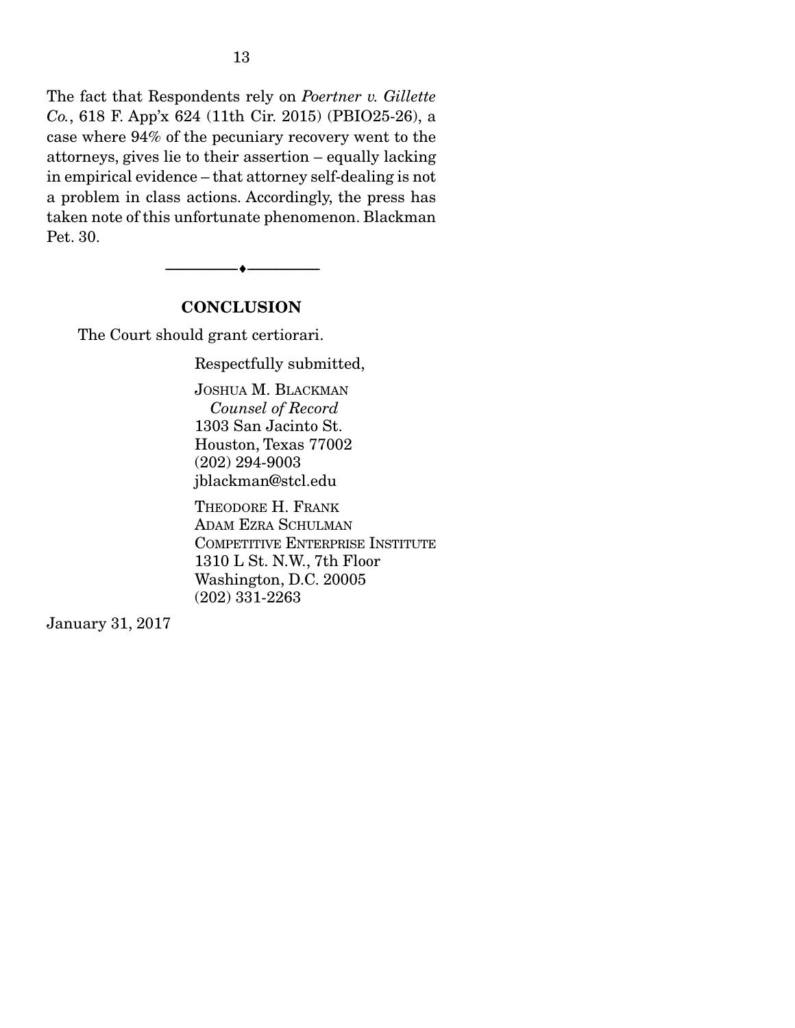The fact that Respondents rely on *Poertner v. Gillette Co.*, 618 F. App'x 624 (11th Cir. 2015) (PBIO25-26), a case where 94% of the pecuniary recovery went to the attorneys, gives lie to their assertion – equally lacking in empirical evidence – that attorney self-dealing is not a problem in class actions. Accordingly, the press has taken note of this unfortunate phenomenon. Blackman Pet. 30.

---

## CONCLUSION

The Court should grant certiorari.

Respectfully submitted,

JOSHUA M. BLACKMAN
*Counsel of Record*
1303 San Jacinto St.
Houston, Texas 77002
(202) 294-9003
jblackman@stcl.edu

THEODORE H. FRANK
ADAM EZRA SCHULMAN
COMPETITIVE ENTERPRISE INSTITUTE
1310 L St. N.W., 7th Floor
Washington, D.C. 20005
(202) 331-2263

January 31, 2017